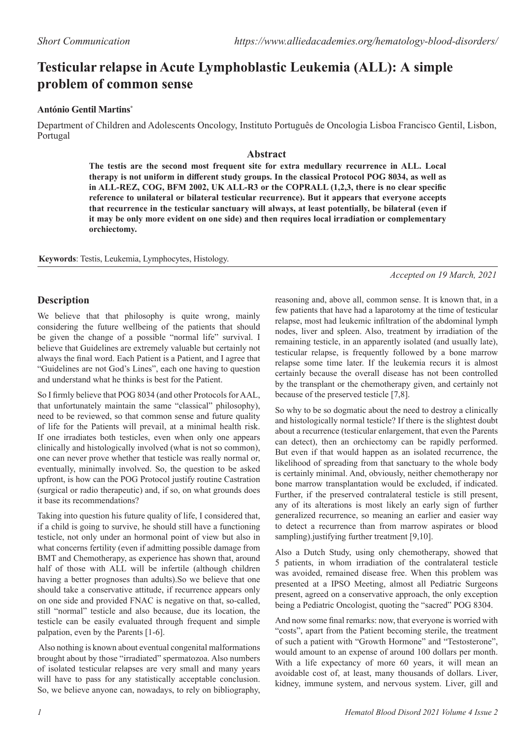Short Communication https://www.alliedacademies.org/hematology-blood-disorders/

# Testicular relapse in Acute Lymphoblastic Leukemia (ALL): A simple problem of common sense

**António Gentil Martins***

Department of Children and Adolescents Oncology, Instituto Português de Oncologia Lisboa Francisco Gentil, Lisbon, Portugal

## Abstract

**The testis are the second most frequent site for extra medullary recurrence in ALL. Local therapy is not uniform in different study groups. In the classical Protocol POG 8034, as well as in ALL-REZ, COG, BFM 2002, UK ALL-R3 or the COPRALL (1,2,3, there is no clear specific reference to unilateral or bilateral testicular recurrence). But it appears that everyone accepts that recurrence in the testicular sanctuary will always, at least potentially, be bilateral (even if it may be only more evident on one side) and then requires local irradiation or complementary orchiectomy.**

**Keywords**: Testis, Leukemia, Lymphocytes, Histology.

*Accepted on 19 March, 2021*

## Description

We believe that that philosophy is quite wrong, mainly considering the future wellbeing of the patients that should be given the change of a possible "normal life" survival. I believe that Guidelines are extremely valuable but certainly not always the final word. Each Patient is a Patient, and I agree that "Guidelines are not God's Lines", each one having to question and understand what he thinks is best for the Patient.

So I firmly believe that POG 8034 (and other Protocols for AAL, that unfortunately maintain the same "classical" philosophy), need to be reviewed, so that common sense and future quality of life for the Patients will prevail, at a minimal health risk. If one irradiates both testicles, even when only one appears clinically and histologically involved (what is not so common), one can never prove whether that testicle was really normal or, eventually, minimally involved. So, the question to be asked upfront, is how can the POG Protocol justify routine Castration (surgical or radio therapeutic) and, if so, on what grounds does it base its recommendations?

Taking into question his future quality of life, I considered that, if a child is going to survive, he should still have a functioning testicle, not only under an hormonal point of view but also in what concerns fertility (even if admitting possible damage from BMT and Chemotherapy, as experience has shown that, around half of those with ALL will be infertile (although children having a better prognoses than adults).So we believe that one should take a conservative attitude, if recurrence appears only on one side and provided FNAC is negative on that, so-called, still "normal" testicle and also because, due its location, the testicle can be easily evaluated through frequent and simple palpation, even by the Parents [1-6].

Also nothing is known about eventual congenital malformations brought about by those "irradiated" spermatozoa. Also numbers of isolated testicular relapses are very small and many years will have to pass for any statistically acceptable conclusion. So, we believe anyone can, nowadays, to rely on bibliography, reasoning and, above all, common sense. It is known that, in a few patients that have had a laparotomy at the time of testicular relapse, most had leukemic infiltration of the abdominal lymph nodes, liver and spleen. Also, treatment by irradiation of the remaining testicle, in an apparently isolated (and usually late), testicular relapse, is frequently followed by a bone marrow relapse some time later. If the leukemia recurs it is almost certainly because the overall disease has not been controlled by the transplant or the chemotherapy given, and certainly not because of the preserved testicle [7,8].

So why to be so dogmatic about the need to destroy a clinically and histologically normal testicle? If there is the slightest doubt about a recurrence (testicular enlargement, that even the Parents can detect), then an orchiectomy can be rapidly performed. But even if that would happen as an isolated recurrence, the likelihood of spreading from that sanctuary to the whole body is certainly minimal. And, obviously, neither chemotherapy nor bone marrow transplantation would be excluded, if indicated. Further, if the preserved contralateral testicle is still present, any of its alterations is most likely an early sign of further generalized recurrence, so meaning an earlier and easier way to detect a recurrence than from marrow aspirates or blood sampling).justifying further treatment [9,10].

Also a Dutch Study, using only chemotherapy, showed that 5 patients, in whom irradiation of the contralateral testicle was avoided, remained disease free. When this problem was presented at a IPSO Meeting, almost all Pediatric Surgeons present, agreed on a conservative approach, the only exception being a Pediatric Oncologist, quoting the "sacred" POG 8304.

And now some final remarks: now, that everyone is worried with "costs", apart from the Patient becoming sterile, the treatment of such a patient with "Growth Hormone" and "Testosterone", would amount to an expense of around 100 dollars per month. With a life expectancy of more 60 years, it will mean an avoidable cost of, at least, many thousands of dollars. Liver, kidney, immune system, and nervous system. Liver, gill and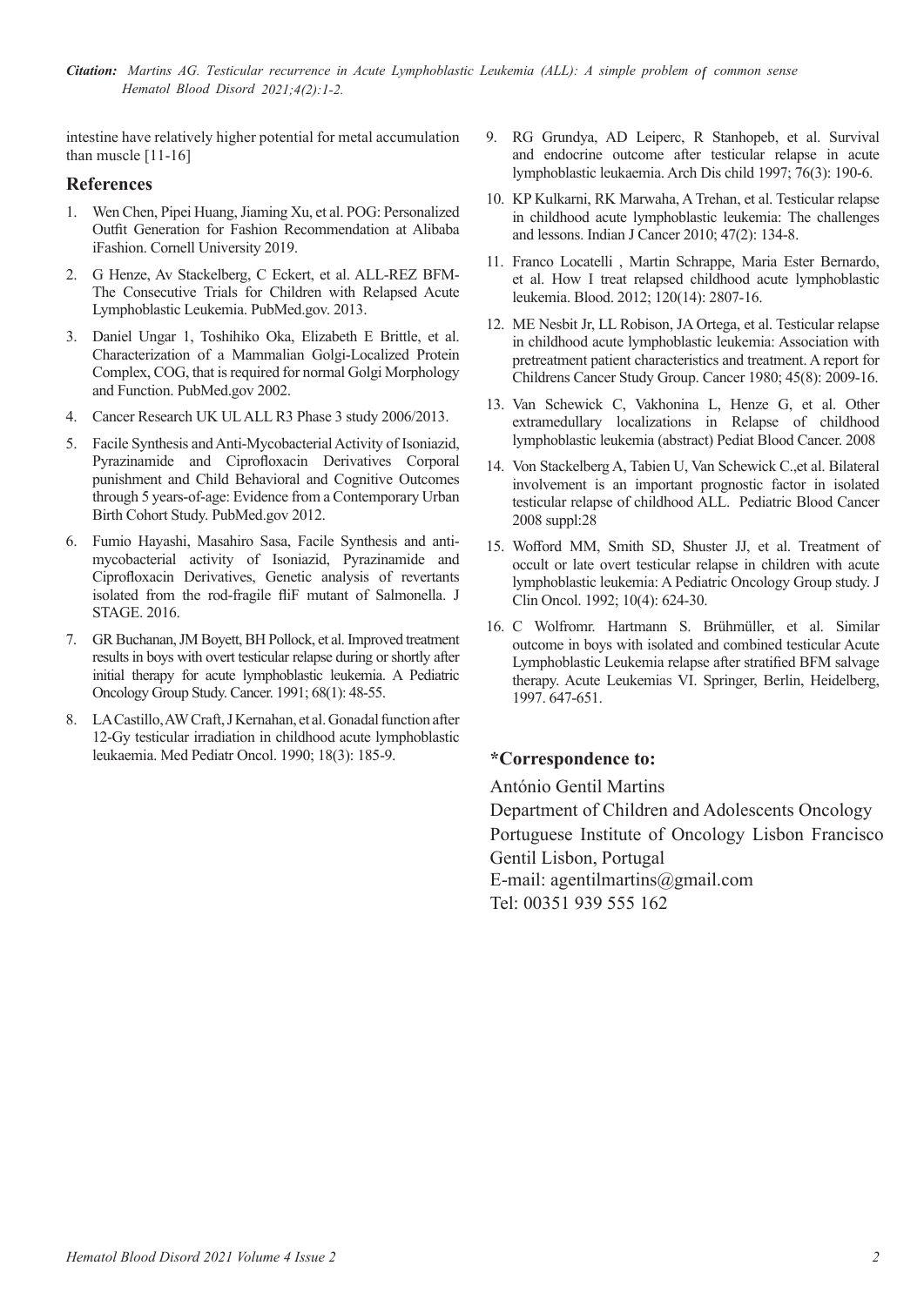intestine have relatively higher potential for metal accumulation than muscle [11-16]

## References

1. Wen Chen, Pipei Huang, Jiaming Xu, et al. POG: Personalized Outfit Generation for Fashion Recommendation at Alibaba iFashion. Cornell University 2019.
2. G Henze, Av Stackelberg, C Eckert, et al. ALL-REZ BFM-The Consecutive Trials for Children with Relapsed Acute Lymphoblastic Leukemia. PubMed.gov. 2013.
3. Daniel Ungar 1, Toshihiko Oka, Elizabeth E Brittle, et al. Characterization of a Mammalian Golgi-Localized Protein Complex, COG, that is required for normal Golgi Morphology and Function. PubMed.gov 2002.
4. Cancer Research UK UL ALL R3 Phase 3 study 2006/2013.
5. Facile Synthesis and Anti-Mycobacterial Activity of Isoniazid, Pyrazinamide and Ciprofloxacin Derivatives Corporal punishment and Child Behavioral and Cognitive Outcomes through 5 years-of-age: Evidence from a Contemporary Urban Birth Cohort Study. PubMed.gov 2012.
6. Fumio Hayashi, Masahiro Sasa, Facile Synthesis and anti-mycobacterial activity of Isoniazid, Pyrazinamide and Ciprofloxacin Derivatives, Genetic analysis of revertants isolated from the rod-fragile fliF mutant of Salmonella. J STAGE. 2016.
7. GR Buchanan, JM Boyett, BH Pollock, et al. Improved treatment results in boys with overt testicular relapse during or shortly after initial therapy for acute lymphoblastic leukemia. A Pediatric Oncology Group Study. Cancer. 1991; 68(1): 48-55.
8. LA Castillo, AW Craft, J Kernahan, et al. Gonadal function after 12-Gy testicular irradiation in childhood acute lymphoblastic leukaemia. Med Pediatr Oncol. 1990; 18(3): 185-9.
9. RG Grundya, AD Leiperc, R Stanhopeb, et al. Survival and endocrine outcome after testicular relapse in acute lymphoblastic leukaemia. Arch Dis child 1997; 76(3): 190-6.
10. KP Kulkarni, RK Marwaha, A Trehan, et al. Testicular relapse in childhood acute lymphoblastic leukemia: The challenges and lessons. Indian J Cancer 2010; 47(2): 134-8.
11. Franco Locatelli , Martin Schrappe, Maria Ester Bernardo, et al. How I treat relapsed childhood acute lymphoblastic leukemia. Blood. 2012; 120(14): 2807-16.
12. ME Nesbit Jr, LL Robison, JA Ortega, et al. Testicular relapse in childhood acute lymphoblastic leukemia: Association with pretreatment patient characteristics and treatment. A report for Childrens Cancer Study Group. Cancer 1980; 45(8): 2009-16.
13. Van Schewick C, Vakhonina L, Henze G, et al. Other extramedullary localizations in Relapse of childhood lymphoblastic leukemia (abstract) Pediat Blood Cancer. 2008
14. Von Stackelberg A, Tabien U, Van Schewick C.,et al. Bilateral involvement is an important prognostic factor in isolated testicular relapse of childhood ALL. Pediatric Blood Cancer 2008 suppl:28
15. Wofford MM, Smith SD, Shuster JJ, et al. Treatment of occult or late overt testicular relapse in children with acute lymphoblastic leukemia: A Pediatric Oncology Group study. J Clin Oncol. 1992; 10(4): 624-30.
16. C Wolfromr. Hartmann S. Brühmüller, et al. Similar outcome in boys with isolated and combined testicular Acute Lymphoblastic Leukemia relapse after stratified BFM salvage therapy. Acute Leukemias VI. Springer, Berlin, Heidelberg, 1997. 647-651.

**\*Correspondence to:**

António Gentil Martins
Department of Children and Adolescents Oncology
Portuguese Institute of Oncology Lisbon Francisco Gentil Lisbon, Portugal
E-mail: agentilmartins@gmail.com
Tel: 00351 939 555 162